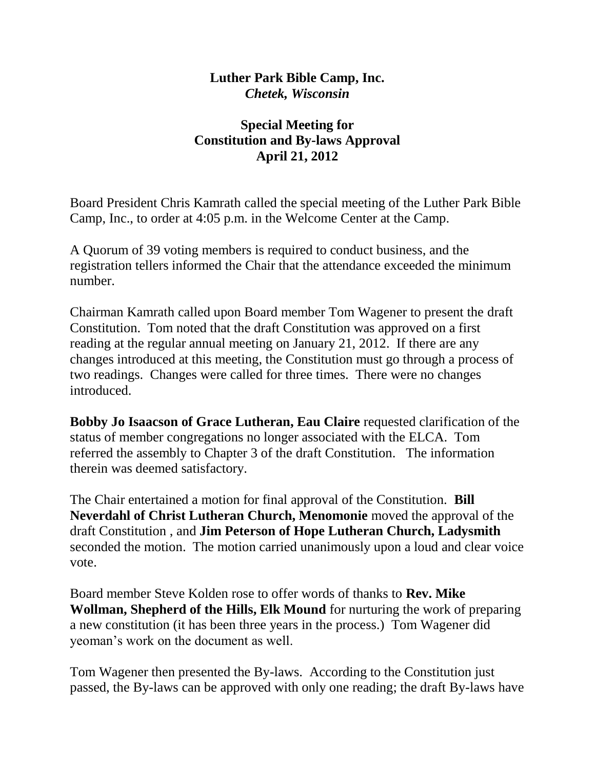# Luther Park Bible Camp, Inc.

***Chetek, Wisconsin***

## Special Meeting for Constitution and By-laws Approval
## April 21, 2012

Board President Chris Kamrath called the special meeting of the Luther Park Bible Camp, Inc., to order at 4:05 p.m. in the Welcome Center at the Camp.

A Quorum of 39 voting members is required to conduct business, and the registration tellers informed the Chair that the attendance exceeded the minimum number.

Chairman Kamrath called upon Board member Tom Wagener to present the draft Constitution. Tom noted that the draft Constitution was approved on a first reading at the regular annual meeting on January 21, 2012. If there are any changes introduced at this meeting, the Constitution must go through a process of two readings. Changes were called for three times. There were no changes introduced.

**Bobby Jo Isaacson of Grace Lutheran, Eau Claire** requested clarification of the status of member congregations no longer associated with the ELCA. Tom referred the assembly to Chapter 3 of the draft Constitution. The information therein was deemed satisfactory.

The Chair entertained a motion for final approval of the Constitution. **Bill Neverdahl of Christ Lutheran Church, Menomonie** moved the approval of the draft Constitution , and **Jim Peterson of Hope Lutheran Church, Ladysmith** seconded the motion. The motion carried unanimously upon a loud and clear voice vote.

Board member Steve Kolden rose to offer words of thanks to **Rev. Mike Wollman, Shepherd of the Hills, Elk Mound** for nurturing the work of preparing a new constitution (it has been three years in the process.) Tom Wagener did yeoman's work on the document as well.

Tom Wagener then presented the By-laws. According to the Constitution just passed, the By-laws can be approved with only one reading; the draft By-laws have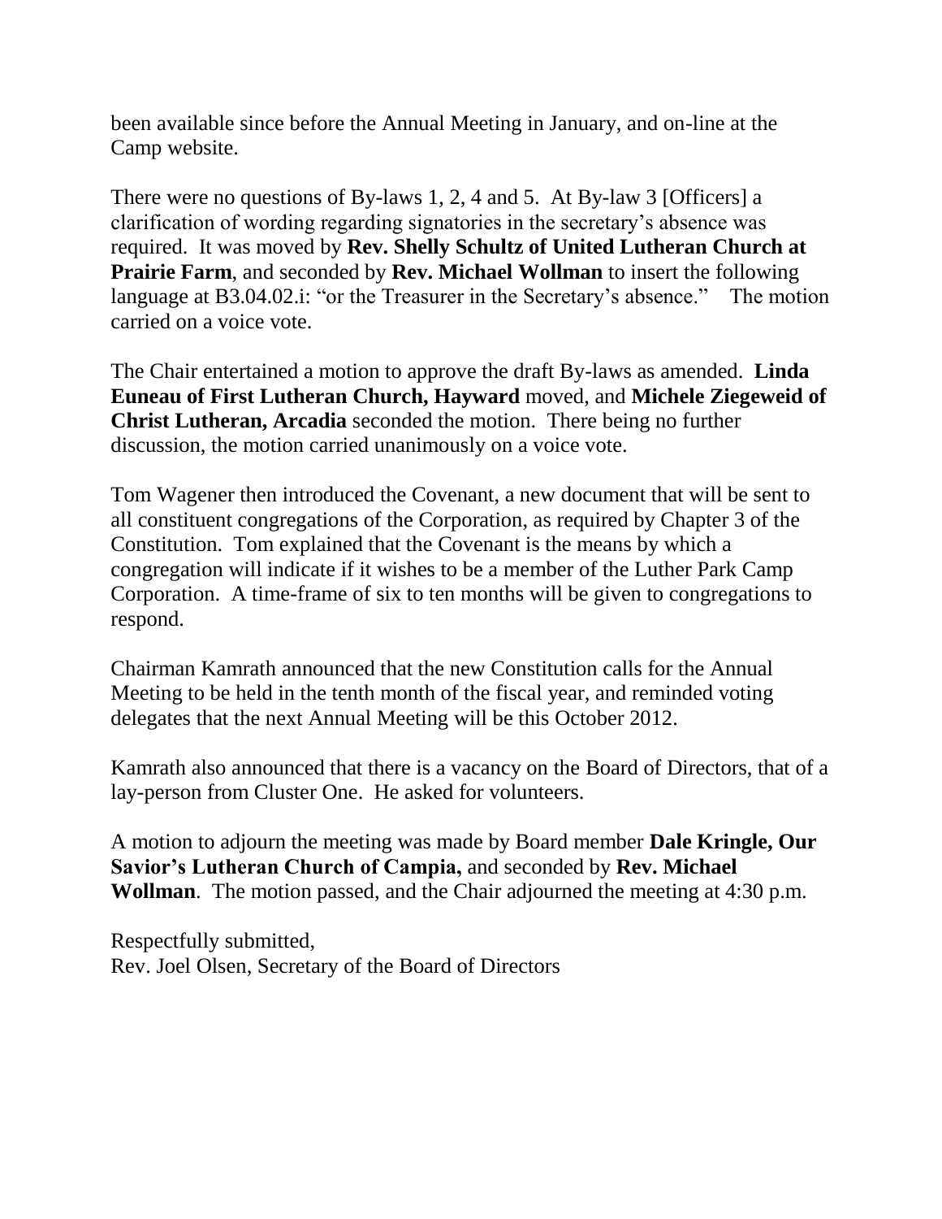been available since before the Annual Meeting in January, and on-line at the Camp website.

There were no questions of By-laws 1, 2, 4 and 5. At By-law 3 [Officers] a clarification of wording regarding signatories in the secretary's absence was required. It was moved by **Rev. Shelly Schultz of United Lutheran Church at Prairie Farm**, and seconded by **Rev. Michael Wollman** to insert the following language at B3.04.02.i: "or the Treasurer in the Secretary's absence." The motion carried on a voice vote.

The Chair entertained a motion to approve the draft By-laws as amended. **Linda Euneau of First Lutheran Church, Hayward** moved, and **Michele Ziegeweid of Christ Lutheran, Arcadia** seconded the motion. There being no further discussion, the motion carried unanimously on a voice vote.

Tom Wagener then introduced the Covenant, a new document that will be sent to all constituent congregations of the Corporation, as required by Chapter 3 of the Constitution. Tom explained that the Covenant is the means by which a congregation will indicate if it wishes to be a member of the Luther Park Camp Corporation. A time-frame of six to ten months will be given to congregations to respond.

Chairman Kamrath announced that the new Constitution calls for the Annual Meeting to be held in the tenth month of the fiscal year, and reminded voting delegates that the next Annual Meeting will be this October 2012.

Kamrath also announced that there is a vacancy on the Board of Directors, that of a lay-person from Cluster One. He asked for volunteers.

A motion to adjourn the meeting was made by Board member **Dale Kringle, Our Savior's Lutheran Church of Campia,** and seconded by **Rev. Michael Wollman**. The motion passed, and the Chair adjourned the meeting at 4:30 p.m.

Respectfully submitted,
Rev. Joel Olsen, Secretary of the Board of Directors